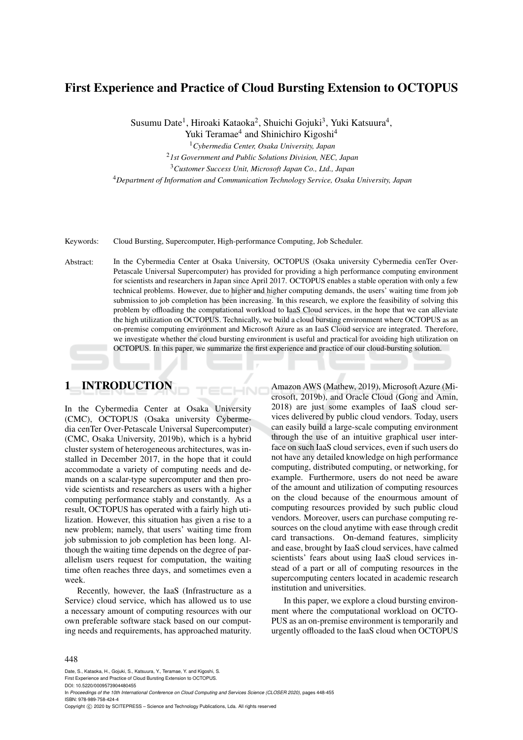# First Experience and Practice of Cloud Bursting Extension to OCTOPUS

Susumu Date[1], Hiroaki Kataoka[2], Shuichi Gojuki[3], Yuki Katsuura[4], Yuki Teramae[4] and Shinichiro Kigoshi[4]

[1]*Cybermedia Center, Osaka University, Japan*
[2]*1st Government and Public Solutions Division, NEC, Japan*
[3]*Customer Success Unit, Microsoft Japan Co., Ltd., Japan*
[4]*Department of Information and Communication Technology Service, Osaka University, Japan*

Keywords: Cloud Bursting, Supercomputer, High-performance Computing, Job Scheduler.

Abstract: In the Cybermedia Center at Osaka University, OCTOPUS (Osaka university Cybermedia cenTer Over-Petascale Universal Supercomputer) has provided for providing a high performance computing environment for scientists and researchers in Japan since April 2017. OCTOPUS enables a stable operation with only a few technical problems. However, due to higher and higher computing demands, the users' waiting time from job submission to job completion has been increasing. In this research, we explore the feasibility of solving this problem by offloading the computational workload to IaaS Cloud services, in the hope that we can alleviate the high utilization on OCTOPUS. Technically, we build a cloud bursting environment where OCTOPUS as an on-premise computing environment and Microsoft Azure as an IaaS Cloud service are integrated. Therefore, we investigate whether the cloud bursting environment is useful and practical for avoiding high utilization on OCTOPUS. In this paper, we summarize the first experience and practice of our cloud-bursting solution.

## 1 INTRODUCTION

In the Cybermedia Center at Osaka University (CMC), OCTOPUS (Osaka university Cybermedia cenTer Over-Petascale Universal Supercomputer) (CMC, Osaka University, 2019b), which is a hybrid cluster system of heterogeneous architectures, was installed in December 2017, in the hope that it could accommodate a variety of computing needs and demands on a scalar-type supercomputer and then provide scientists and researchers as users with a higher computing performance stably and constantly. As a result, OCTOPUS has operated with a fairly high utilization. However, this situation has given a rise to a new problem; namely, that users' waiting time from job submission to job completion has been long. Although the waiting time depends on the degree of parallelism users request for computation, the waiting time often reaches three days, and sometimes even a week.

Recently, however, the IaaS (Infrastructure as a Service) cloud service, which has allowed us to use a necessary amount of computing resources with our own preferable software stack based on our computing needs and requirements, has approached maturity. Amazon AWS (Mathew, 2019), Microsoft Azure (Microsoft, 2019b), and Oracle Cloud (Gong and Amin, 2018) are just some examples of IaaS cloud services delivered by public cloud vendors. Today, users can easily build a large-scale computing environment through the use of an intuitive graphical user interface on such IaaS cloud services, even if such users do not have any detailed knowledge on high performance computing, distributed computing, or networking, for example. Furthermore, users do not need be aware of the amount and utilization of computing resources on the cloud because of the enourmous amount of computing resources provided by such public cloud vendors. Moreover, users can purchase computing resources on the cloud anytime with ease through credit card transactions. On-demand features, simplicity and ease, brought by IaaS cloud services, have calmed scientists' fears about using IaaS cloud services instead of a part or all of computing resources in the supercomputing centers located in academic research institution and universities.

In this paper, we explore a cloud bursting environment where the computational workload on OCTOPUS as an on-premise environment is temporarily and urgently offloaded to the IaaS cloud when OCTOPUS

Date, S., Kataoka, H., Gojuki, S., Katsuura, Y., Teramae, Y. and Kigoshi, S.
First Experience and Practice of Cloud Bursting Extension to OCTOPUS.
DOI: 10.5220/0009573904480455
In *Proceedings of the 10th International Conference on Cloud Computing and Services Science (CLOSER 2020)*, pages 448-455
ISBN: 978-989-758-424-4
Copyright © 2020 by SCITEPRESS – Science and Technology Publications, Lda. All rights reserved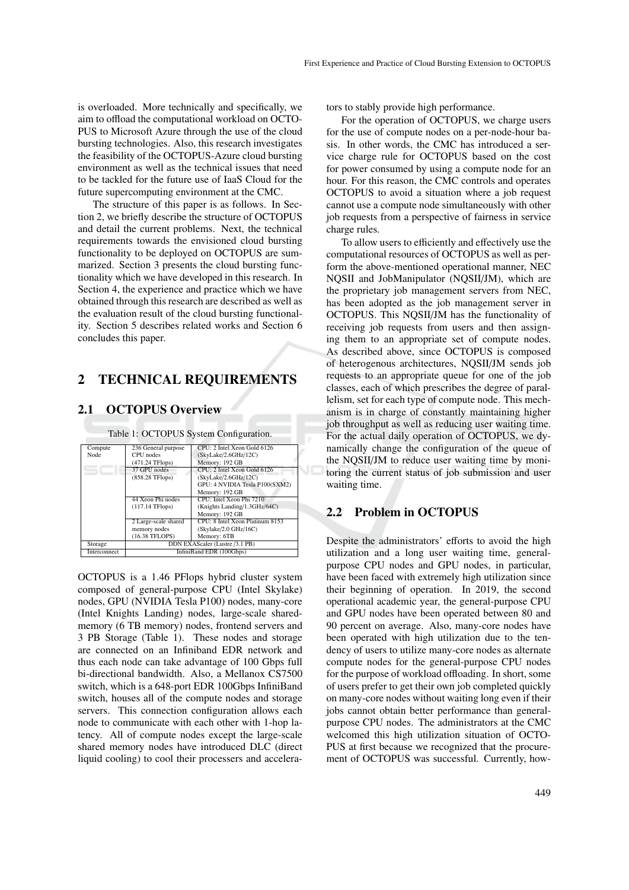is overloaded. More technically and specifically, we aim to offload the computational workload on OCTOPUS to Microsoft Azure through the use of the cloud bursting technologies. Also, this research investigates the feasibility of the OCTOPUS-Azure cloud bursting environment as well as the technical issues that need to be tackled for the future use of IaaS Cloud for the future supercomputing environment at the CMC.

The structure of this paper is as follows. In Section 2, we briefly describe the structure of OCTOPUS and detail the current problems. Next, the technical requirements towards the envisioned cloud bursting functionality to be deployed on OCTOPUS are summarized. Section 3 presents the cloud bursting functionality which we have developed in this research. In Section 4, the experience and practice which we have obtained through this research are described as well as the evaluation result of the cloud bursting functionality. Section 5 describes related works and Section 6 concludes this paper.

## 2 TECHNICAL REQUIREMENTS

### 2.1 OCTOPUS Overview

Table 1: OCTOPUS System Configuration.

| Compute Node | 236 General purpose CPU nodes (471.24 TFlops) | CPU: 2 Intel Xeon Gold 6126 (SkyLake/2.6GHz/12C) Memory: 192 GB |
|---|---|---|
| | 37 GPU nodes (858.28 TFlops) | CPU: 2 Intel Xeon Gold 6126 (SkyLake/2.6GHz/12C) GPU: 4 NVIDIA Tesla P100(SXM2) Memory: 192 GB |
| | 44 Xeon Phi nodes (117.14 TFlops) | CPU: Intel Xeon Phi 7210 (Knights Landing/1.3GHz/64C) Memory: 192 GB |
| | 2 Large-scale shared memory nodes (16.38 TFLOPS) | CPU: 8 Intel Xeon Platinum 8153 (Skylake/2.0 GHz/16C) Memory: 6TB |
| Storage | DDN EXAScaler (Lustre /3.1 PB) | |
| Interconnect | InfiniBand EDR (100Gbps) | |

OCTOPUS is a 1.46 PFlops hybrid cluster system composed of general-purpose CPU (Intel Skylake) nodes, GPU (NVIDIA Tesla P100) nodes, many-core (Intel Knights Landing) nodes, large-scale shared-memory (6 TB memory) nodes, frontend servers and 3 PB Storage (Table 1). These nodes and storage are connected on an Infiniband EDR network and thus each node can take advantage of 100 Gbps full bi-directional bandwidth. Also, a Mellanox CS7500 switch, which is a 648-port EDR 100Gbps InfiniBand switch, houses all of the compute nodes and storage servers. This connection configuration allows each node to communicate with each other with 1-hop latency. All of compute nodes except the large-scale shared memory nodes have introduced DLC (direct liquid cooling) to cool their processers and accelerators to stably provide high performance.

For the operation of OCTOPUS, we charge users for the use of compute nodes on a per-node-hour basis. In other words, the CMC has introduced a service charge rule for OCTOPUS based on the cost for power consumed by using a compute node for an hour. For this reason, the CMC controls and operates OCTOPUS to avoid a situation where a job request cannot use a compute node simultaneously with other job requests from a perspective of fairness in service charge rules.

To allow users to efficiently and effectively use the computational resources of OCTOPUS as well as perform the above-mentioned operational manner, NEC NQSII and JobManipulator (NQSII/JM), which are the proprietary job management servers from NEC, has been adopted as the job management server in OCTOPUS. This NQSII/JM has the functionality of receiving job requests from users and then assigning them to an appropriate set of compute nodes. As described above, since OCTOPUS is composed of heterogenous architectures, NQSII/JM sends job requests to an appropriate queue for one of the job classes, each of which prescribes the degree of parallelism, set for each type of compute node. This mechanism is in charge of constantly maintaining higher job throughput as well as reducing user waiting time. For the actual daily operation of OCTOPUS, we dynamically change the configuration of the queue of the NQSII/JM to reduce user waiting time by monitoring the current status of job submission and user waiting time.

### 2.2 Problem in OCTOPUS

Despite the administrators' efforts to avoid the high utilization and a long user waiting time, general-purpose CPU nodes and GPU nodes, in particular, have been faced with extremely high utilization since their beginning of operation. In 2019, the second operational academic year, the general-purpose CPU and GPU nodes have been operated between 80 and 90 percent on average. Also, many-core nodes have been operated with high utilization due to the tendency of users to utilize many-core nodes as alternate compute nodes for the general-purpose CPU nodes for the purpose of workload offloading. In short, some of users prefer to get their own job completed quickly on many-core nodes without waiting long even if their jobs cannot obtain better performance than general-purpose CPU nodes. The administrators at the CMC welcomed this high utilization situation of OCTOPUS at first because we recognized that the procurement of OCTOPUS was successful. Currently, how-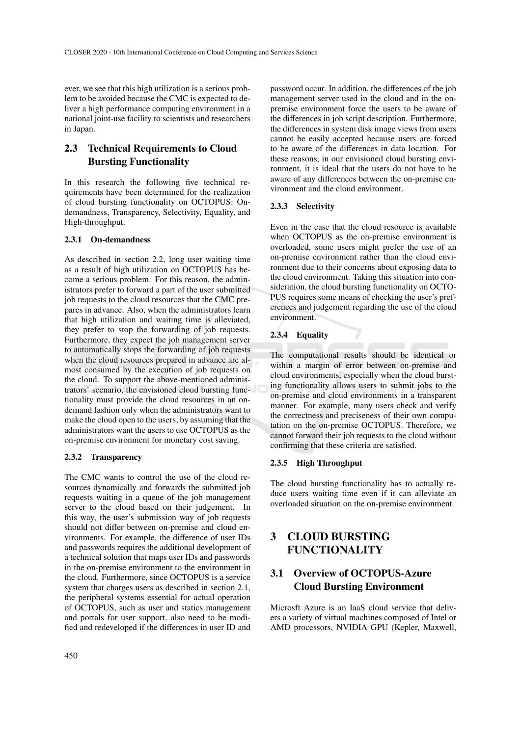ever, we see that this high utilization is a serious problem to be avoided because the CMC is expected to deliver a high performance computing environment in a national joint-use facility to scientists and researchers in Japan.

## 2.3 Technical Requirements to Cloud Bursting Functionality

In this research the following five technical requirements have been determined for the realization of cloud bursting functionality on OCTOPUS: On-demandness, Transparency, Selectivity, Equality, and High-throughput.

### 2.3.1 On-demandness

As described in section 2.2, long user waiting time as a result of high utilization on OCTOPUS has become a serious problem. For this reason, the administrators prefer to forward a part of the user submitted job requests to the cloud resources that the CMC prepares in advance. Also, when the administrators learn that high utilization and waiting time is alleviated, they prefer to stop the forwarding of job requests. Furthermore, they expect the job management server to automatically stops the forwarding of job requests when the cloud resources prepared in advance are almost consumed by the execution of job requests on the cloud. To support the above-mentioned administrators' scenario, the envisioned cloud bursting functionality must provide the cloud resources in an on-demand fashion only when the administrators want to make the cloud open to the users, by assuming that the administrators want the users to use OCTOPUS as the on-premise environment for monetary cost saving.

### 2.3.2 Transparency

The CMC wants to control the use of the cloud resources dynamically and forwards the submitted job requests waiting in a queue of the job management server to the cloud based on their judgement. In this way, the user's submission way of job requests should not differ between on-premise and cloud environments. For example, the difference of user IDs and passwords requires the additional development of a technical solution that maps user IDs and passwords in the on-premise environment to the environment in the cloud. Furthermore, since OCTOPUS is a service system that charges users as described in section 2.1, the peripheral systems essential for actual operation of OCTOPUS, such as user and statics management and portals for user support, also need to be modified and redeveloped if the differences in user ID and password occur. In addition, the differences of the job management server used in the cloud and in the on-premise environment force the users to be aware of the differences in job script description. Furthermore, the differences in system disk image views from users cannot be easily accepted because users are forced to be aware of the differences in data location. For these reasons, in our envisioned cloud bursting environment, it is ideal that the users do not have to be aware of any differences between the on-premise environment and the cloud environment.

### 2.3.3 Selectivity

Even in the case that the cloud resource is available when OCTOPUS as the on-premise environment is overloaded, some users might prefer the use of an on-premise environment rather than the cloud environment due to their concerns about exposing data to the cloud environment. Taking this situation into consideration, the cloud bursting functionality on OCTOPUS requires some means of checking the user's preferences and judgement regarding the use of the cloud environment.

### 2.3.4 Equality

The computational results should be identical or within a margin of error between on-premise and cloud environments, especially when the cloud bursting functionality allows users to submit jobs to the on-premise and cloud environments in a transparent manner. For example, many users check and verify the correctness and preciseness of their own computation on the on-premise OCTOPUS. Therefore, we cannot forward their job requests to the cloud without confirming that these criteria are satisfied.

### 2.3.5 High Throughput

The cloud bursting functionality has to actually reduce users waiting time even if it can alleviate an overloaded situation on the on-premise environment.

# 3 CLOUD BURSTING FUNCTIONALITY

## 3.1 Overview of OCTOPUS-Azure Cloud Bursting Environment

Microsft Azure is an IaaS cloud service that delivers a variety of virtual machines composed of Intel or AMD processors, NVIDIA GPU (Kepler, Maxwell,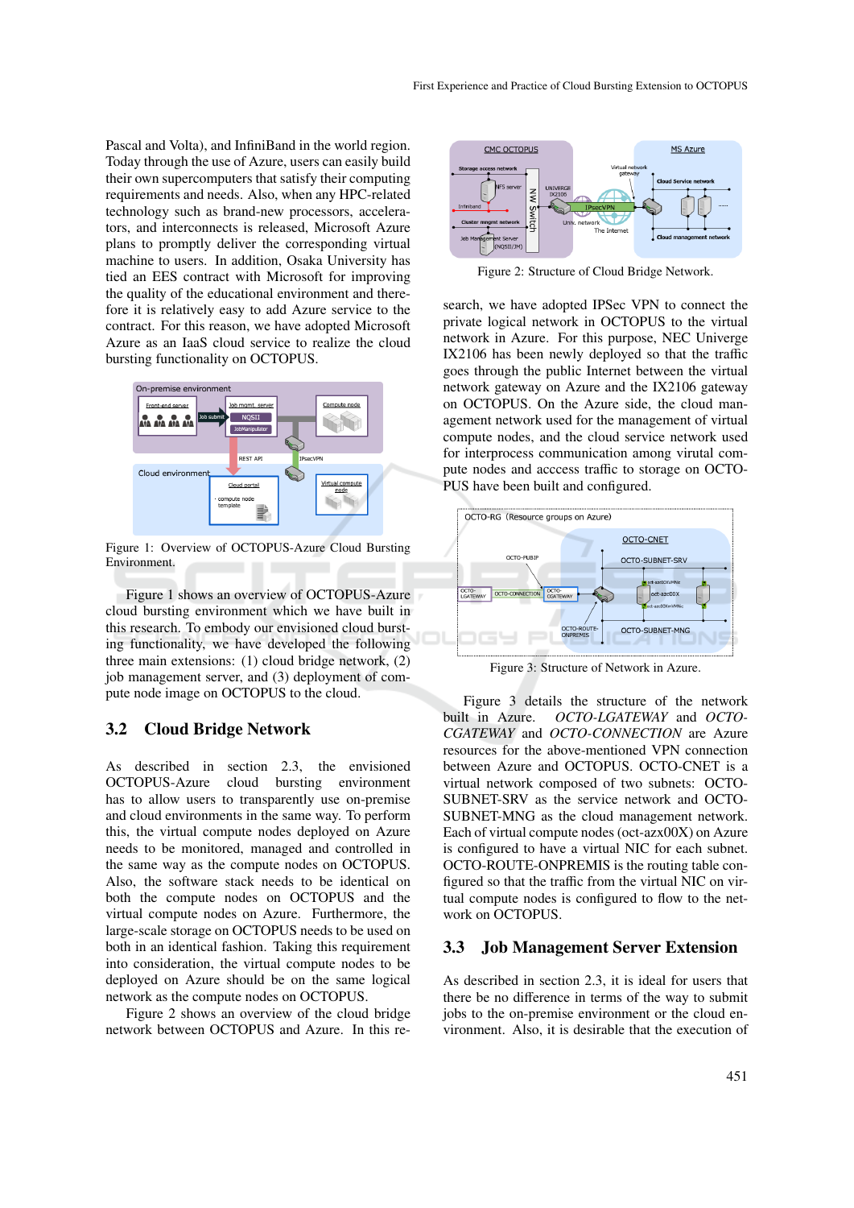Pascal and Volta), and InfiniBand in the world region. Today through the use of Azure, users can easily build their own supercomputers that satisfy their computing requirements and needs. Also, when any HPC-related technology such as brand-new processors, accelerators, and interconnects is released, Microsoft Azure plans to promptly deliver the corresponding virtual machine to users. In addition, Osaka University has tied an EES contract with Microsoft for improving the quality of the educational environment and therefore it is relatively easy to add Azure service to the contract. For this reason, we have adopted Microsoft Azure as an IaaS cloud service to realize the cloud bursting functionality on OCTOPUS.

Figure 1: Overview of OCTOPUS-Azure Cloud Bursting Environment.

Figure 1 shows an overview of OCTOPUS-Azure cloud bursting environment which we have built in this research. To embody our envisioned cloud bursting functionality, we have developed the following three main extensions: (1) cloud bridge network, (2) job management server, and (3) deployment of compute node image on OCTOPUS to the cloud.

## 3.2 Cloud Bridge Network

As described in section 2.3, the envisioned OCTOPUS-Azure cloud bursting environment has to allow users to transparently use on-premise and cloud environments in the same way. To perform this, the virtual compute nodes deployed on Azure needs to be monitored, managed and controlled in the same way as the compute nodes on OCTOPUS. Also, the software stack needs to be identical on both the compute nodes on OCTOPUS and the virtual compute nodes on Azure. Furthermore, the large-scale storage on OCTOPUS needs to be used on both in an identical fashion. Taking this requirement into consideration, the virtual compute nodes to be deployed on Azure should be on the same logical network as the compute nodes on OCTOPUS.

Figure 2 shows an overview of the cloud bridge network between OCTOPUS and Azure. In this research, we have adopted IPSec VPN to connect the private logical network in OCTOPUS to the virtual network in Azure. For this purpose, NEC Univerge IX2106 has been newly deployed so that the traffic goes through the public Internet between the virtual network gateway on Azure and the IX2106 gateway on OCTOPUS. On the Azure side, the cloud management network used for the management of virtual compute nodes, and the cloud service network used for interprocess communication among virtual compute nodes and acccess traffic to storage on OCTOPUS have been built and configured.

Figure 2: Structure of Cloud Bridge Network.

Figure 3: Structure of Network in Azure.

Figure 3 details the structure of the network built in Azure. *OCTO-LGATEWAY* and *OCTO-CGATEWAY* and *OCTO-CONNECTION* are Azure resources for the above-mentioned VPN connection between Azure and OCTOPUS. OCTO-CNET is a virtual network composed of two subnets: OCTO-SUBNET-SRV as the service network and OCTO-SUBNET-MNG as the cloud management network. Each of virtual compute nodes (oct-azx00X) on Azure is configured to have a virtual NIC for each subnet. OCTO-ROUTE-ONPREMIS is the routing table configured so that the traffic from the virtual NIC on virtual compute nodes is configured to flow to the network on OCTOPUS.

## 3.3 Job Management Server Extension

As described in section 2.3, it is ideal for users that there be no difference in terms of the way to submit jobs to the on-premise environment or the cloud environment. Also, it is desirable that the execution of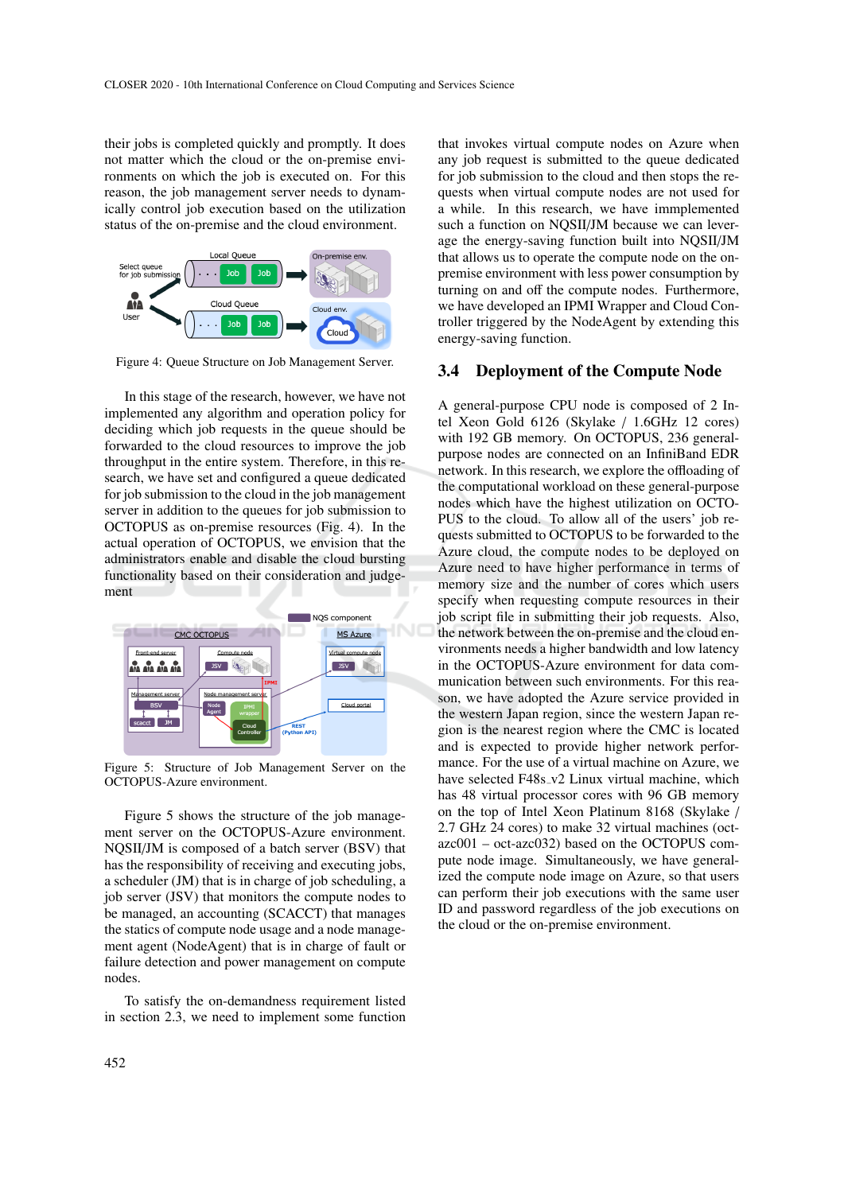their jobs is completed quickly and promptly. It does not matter which the cloud or the on-premise environments on which the job is executed on. For this reason, the job management server needs to dynamically control job execution based on the utilization status of the on-premise and the cloud environment.

Figure 4: Queue Structure on Job Management Server.

In this stage of the research, however, we have not implemented any algorithm and operation policy for deciding which job requests in the queue should be forwarded to the cloud resources to improve the job throughput in the entire system. Therefore, in this research, we have set and configured a queue dedicated for job submission to the cloud in the job management server in addition to the queues for job submission to OCTOPUS as on-premise resources (Fig. 4). In the actual operation of OCTOPUS, we envision that the administrators enable and disable the cloud bursting functionality based on their consideration and judgement.

Figure 5: Structure of Job Management Server on the OCTOPUS-Azure environment.

Figure 5 shows the structure of the job management server on the OCTOPUS-Azure environment. NQSII/JM is composed of a batch server (BSV) that has the responsibility of receiving and executing jobs, a scheduler (JM) that is in charge of job scheduling, a job server (JSV) that monitors the compute nodes to be managed, an accounting (SCACCT) that manages the statics of compute node usage and a node management agent (NodeAgent) that is in charge of fault or failure detection and power management on compute nodes.

To satisfy the on-demandness requirement listed in section 2.3, we need to implement some function that invokes virtual compute nodes on Azure when any job request is submitted to the queue dedicated for job submission to the cloud and then stops the requests when virtual compute nodes are not used for a while. In this research, we have immplemented such a function on NQSII/JM because we can leverage the energy-saving function built into NQSII/JM that allows us to operate the compute node on the on-premise environment with less power consumption by turning on and off the compute nodes. Furthermore, we have developed an IPMI Wrapper and Cloud Controller triggered by the NodeAgent by extending this energy-saving function.

### 3.4 Deployment of the Compute Node

A general-purpose CPU node is composed of 2 Intel Xeon Gold 6126 (Skylake / 1.6GHz 12 cores) with 192 GB memory. On OCTOPUS, 236 general-purpose nodes are connected on an InfiniBand EDR network. In this research, we explore the offloading of the computational workload on these general-purpose nodes which have the highest utilization on OCTOPUS to the cloud. To allow all of the users' job requests submitted to OCTOPUS to be forwarded to the Azure cloud, the compute nodes to be deployed on Azure need to have higher performance in terms of memory size and the number of cores which users specify when requesting compute resources in their job script file in submitting their job requests. Also, the network between the on-premise and the cloud environments needs a higher bandwidth and low latency in the OCTOPUS-Azure environment for data communication between such environments. For this reason, we have adopted the Azure service provided in the western Japan region, since the western Japan region is the nearest region where the CMC is located and is expected to provide higher network performance. For the use of a virtual machine on Azure, we have selected F48s_v2 Linux virtual machine, which has 48 virtual processor cores with 96 GB memory on the top of Intel Xeon Platinum 8168 (Skylake / 2.7 GHz 24 cores) to make 32 virtual machines (oct-azc001 – oct-azc032) based on the OCTOPUS compute node image. Simultaneously, we have generalized the compute node image on Azure, so that users can perform their job executions with the same user ID and password regardless of the job executions on the cloud or the on-premise environment.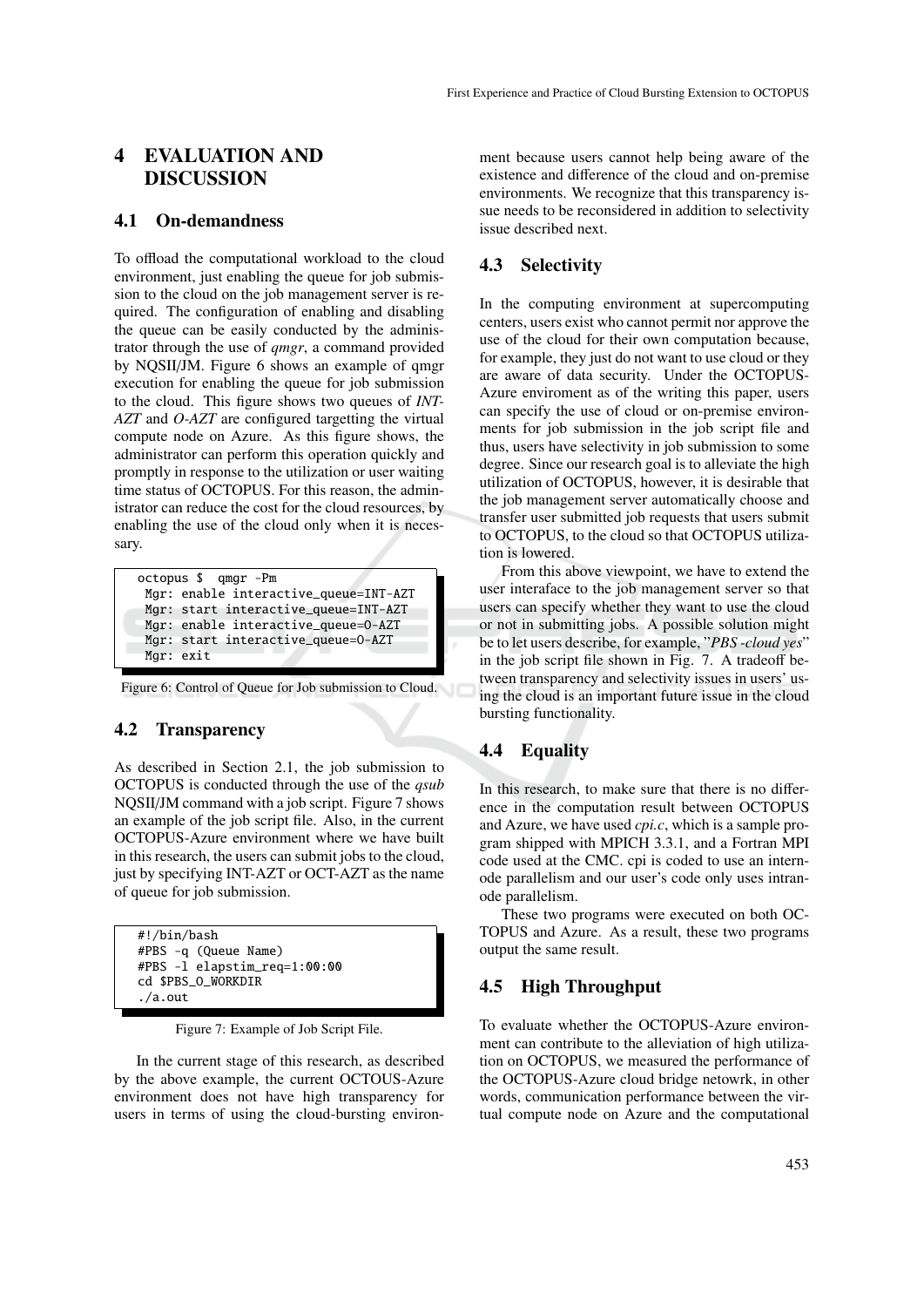# 4 EVALUATION AND DISCUSSION

## 4.1 On-demandness

To offload the computational workload to the cloud environment, just enabling the queue for job submission to the cloud on the job management server is required. The configuration of enabling and disabling the queue can be easily conducted by the administrator through the use of *qmgr*, a command provided by NQSII/JM. Figure 6 shows an example of qmgr execution for enabling the queue for job submission to the cloud. This figure shows two queues of *INT-AZT* and *O-AZT* are configured targetting the virtual compute node on Azure. As this figure shows, the administrator can perform this operation quickly and promptly in response to the utilization or user waiting time status of OCTOPUS. For this reason, the administrator can reduce the cost for the cloud resources, by enabling the use of the cloud only when it is necessary.

```
octopus $  qmgr -Pm
 Mgr: enable interactive_queue=INT-AZT
 Mgr: start interactive_queue=INT-AZT
 Mgr: enable interactive_queue=O-AZT
 Mgr: start interactive_queue=O-AZT
 Mgr: exit
```

Figure 6: Control of Queue for Job submission to Cloud.

## 4.2 Transparency

As described in Section 2.1, the job submission to OCTOPUS is conducted through the use of the *qsub* NQSII/JM command with a job script. Figure 7 shows an example of the job script file. Also, in the current OCTOPUS-Azure environment where we have built in this research, the users can submit jobs to the cloud, just by specifying INT-AZT or OCT-AZT as the name of queue for job submission.

```
#!/bin/bash
#PBS -q (Queue Name)
#PBS -l elapstim_req=1:00:00
cd $PBS_O_WORKDIR
./a.out
```

Figure 7: Example of Job Script File.

In the current stage of this research, as described by the above example, the current OCTOUS-Azure environment does not have high transparency for users in terms of using the cloud-bursting environment because users cannot help being aware of the existence and difference of the cloud and on-premise environments. We recognize that this transparency issue needs to be reconsidered in addition to selectivity issue described next.

## 4.3 Selectivity

In the computing environment at supercomputing centers, users exist who cannot permit nor approve the use of the cloud for their own computation because, for example, they just do not want to use cloud or they are aware of data security. Under the OCTOPUS-Azure enviroment as of the writing this paper, users can specify the use of cloud or on-premise environments for job submission in the job script file and thus, users have selectivity in job submission to some degree. Since our research goal is to alleviate the high utilization of OCTOPUS, however, it is desirable that the job management server automatically choose and transfer user submitted job requests that users submit to OCTOPUS, to the cloud so that OCTOPUS utilization is lowered.

From this above viewpoint, we have to extend the user interaface to the job management server so that users can specify whether they want to use the cloud or not in submitting jobs. A possible solution might be to let users describe, for example, "*PBS -cloud yes*" in the job script file shown in Fig. 7. A tradeoff between transparency and selectivity issues in users' using the cloud is an important future issue in the cloud bursting functionality.

## 4.4 Equality

In this research, to make sure that there is no difference in the computation result between OCTOPUS and Azure, we have used *cpi.c*, which is a sample program shipped with MPICH 3.3.1, and a Fortran MPI code used at the CMC. cpi is coded to use an internode parallelism and our user's code only uses intranode parallelism.

These two programs were executed on both OCTOPUS and Azure. As a result, these two programs output the same result.

## 4.5 High Throughput

To evaluate whether the OCTOPUS-Azure environment can contribute to the alleviation of high utilization on OCTOPUS, we measured the performance of the OCTOPUS-Azure cloud bridge netowrk, in other words, communication performance between the virtual compute node on Azure and the computational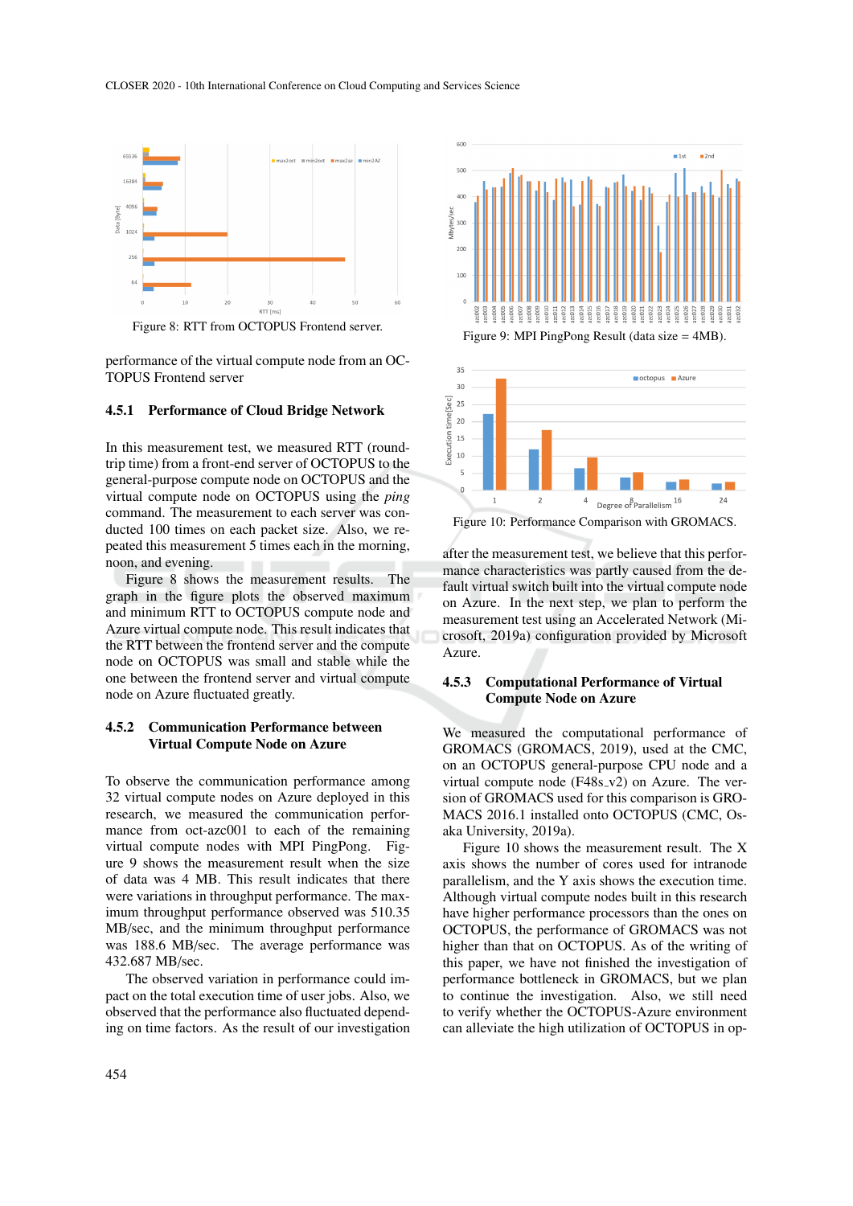Figure 8: RTT from OCTOPUS Frontend server.

performance of the virtual compute node from an OCTOPUS Frontend server

#### 4.5.1 Performance of Cloud Bridge Network

In this measurement test, we measured RTT (round-trip time) from a front-end server of OCTOPUS to the general-purpose compute node on OCTOPUS and the virtual compute node on OCTOPUS using the *ping* command. The measurement to each server was conducted 100 times on each packet size. Also, we repeated this measurement 5 times each in the morning, noon, and evening.

Figure 8 shows the measurement results. The graph in the figure plots the observed maximum and minimum RTT to OCTOPUS compute node and Azure virtual compute node. This result indicates that the RTT between the frontend server and the compute node on OCTOPUS was small and stable while the one between the frontend server and virtual compute node on Azure fluctuated greatly.

#### 4.5.2 Communication Performance between Virtual Compute Node on Azure

To observe the communication performance among 32 virtual compute nodes on Azure deployed in this research, we measured the communication performance from oct-azc001 to each of the remaining virtual compute nodes with MPI PingPong. Figure 9 shows the measurement result when the size of data was 4 MB. This result indicates that there were variations in throughput performance. The maximum throughput performance observed was 510.35 MB/sec, and the minimum throughput performance was 188.6 MB/sec. The average performance was 432.687 MB/sec.

The observed variation in performance could impact on the total execution time of user jobs. Also, we observed that the performance also fluctuated depending on time factors. As the result of our investigation after the measurement test, we believe that this performance characteristics was partly caused from the default virtual switch built into the virtual compute node on Azure. In the next step, we plan to perform the measurement test using an Accelerated Network (Microsoft, 2019a) configuration provided by Microsoft Azure.

Figure 9: MPI PingPong Result (data size = 4MB).

Figure 10: Performance Comparison with GROMACS.

#### 4.5.3 Computational Performance of Virtual Compute Node on Azure

We measured the computational performance of GROMACS (GROMACS, 2019), used at the CMC, on an OCTOPUS general-purpose CPU node and a virtual compute node (F48s_v2) on Azure. The version of GROMACS used for this comparison is GROMACS 2016.1 installed onto OCTOPUS (CMC, Osaka University, 2019a).

Figure 10 shows the measurement result. The X axis shows the number of cores used for intranode parallelism, and the Y axis shows the execution time. Although virtual compute nodes built in this research have higher performance processors than the ones on OCTOPUS, the performance of GROMACS was not higher than that on OCTOPUS. As of the writing of this paper, we have not finished the investigation of performance bottleneck in GROMACS, but we plan to continue the investigation. Also, we still need to verify whether the OCTOPUS-Azure environment can alleviate the high utilization of OCTOPUS in op-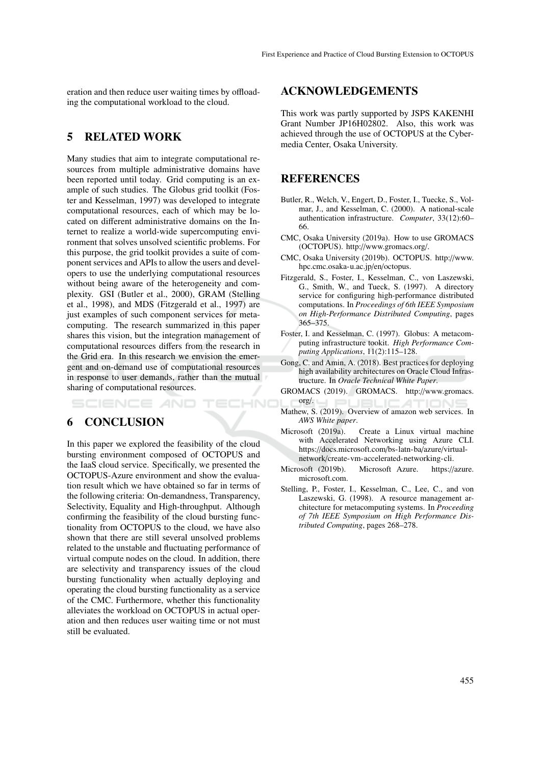eration and then reduce user waiting times by offloading the computational workload to the cloud.

## 5 RELATED WORK

Many studies that aim to integrate computational resources from multiple administrative domains have been reported until today. Grid computing is an example of such studies. The Globus grid toolkit (Foster and Kesselman, 1997) was developed to integrate computational resources, each of which may be located on different administrative domains on the Internet to realize a world-wide supercomputing environment that solves unsolved scientific problems. For this purpose, the grid toolkit provides a suite of component services and APIs to allow the users and developers to use the underlying computational resources without being aware of the heterogeneity and complexity. GSI (Butler et al., 2000), GRAM (Stelling et al., 1998), and MDS (Fitzgerald et al., 1997) are just examples of such component services for metacomputing. The research summarized in this paper shares this vision, but the integration management of computational resources differs from the research in the Grid era. In this research we envision the emergent and on-demand use of computational resources in response to user demands, rather than the mutual sharing of computational resources.

## 6 CONCLUSION

In this paper we explored the feasibility of the cloud bursting environment composed of OCTOPUS and the IaaS cloud service. Specifically, we presented the OCTOPUS-Azure environment and show the evaluation result which we have obtained so far in terms of the following criteria: On-demandness, Transparency, Selectivity, Equality and High-throughput. Although confirming the feasibility of the cloud bursting functionality from OCTOPUS to the cloud, we have also shown that there are still several unsolved problems related to the unstable and fluctuating performance of virtual compute nodes on the cloud. In addition, there are selectivity and transparency issues of the cloud bursting functionality when actually deploying and operating the cloud bursting functionality as a service of the CMC. Furthermore, whether this functionality alleviates the workload on OCTOPUS in actual operation and then reduces user waiting time or not must still be evaluated.

## ACKNOWLEDGEMENTS

This work was partly supported by JSPS KAKENHI Grant Number JP16H02802. Also, this work was achieved through the use of OCTOPUS at the Cybermedia Center, Osaka University.

## REFERENCES

Butler, R., Welch, V., Engert, D., Foster, I., Tuecke, S., Volmar, J., and Kesselman, C. (2000). A national-scale authentication infrastructure. *Computer*, 33(12):60–66.

CMC, Osaka University (2019a). How to use GROMACS (OCTOPUS). http://www.gromacs.org/.

CMC, Osaka University (2019b). OCTOPUS. http://www.hpc.cmc.osaka-u.ac.jp/en/octopus.

Fitzgerald, S., Foster, I., Kesselman, C., von Laszewski, G., Smith, W., and Tueck, S. (1997). A directory service for configuring high-performance distributed computations. In *Proceedings of 6th IEEE Symposium on High-Performance Distributed Computing*, pages 365–375.

Foster, I. and Kesselman, C. (1997). Globus: A metacomputing infrastructure tookit. *High Performance Computing Applications*, 11(2):115–128.

Gong, C. and Amin, A. (2018). Best practices for deploying high availability architectures on Oracle Cloud Infrastructure. In *Oracle Technical White Paper*.

GROMACS (2019). GROMACS. http://www.gromacs.org/.

Mathew, S. (2019). Overview of amazon web services. In *AWS White paper*.

Microsoft (2019a). Create a Linux virtual machine with Accelerated Networking using Azure CLI. https://docs.microsoft.com/bs-latn-ba/azure/virtual-network/create-vm-accelerated-networking-cli.

Microsoft (2019b). Microsoft Azure. https://azure.microsoft.com.

Stelling, P., Foster, I., Kesselman, C., Lee, C., and von Laszewski, G. (1998). A resource management architecture for metacomputing systems. In *Proceeding of 7th IEEE Symposium on High Performance Distributed Computing*, pages 268–278.